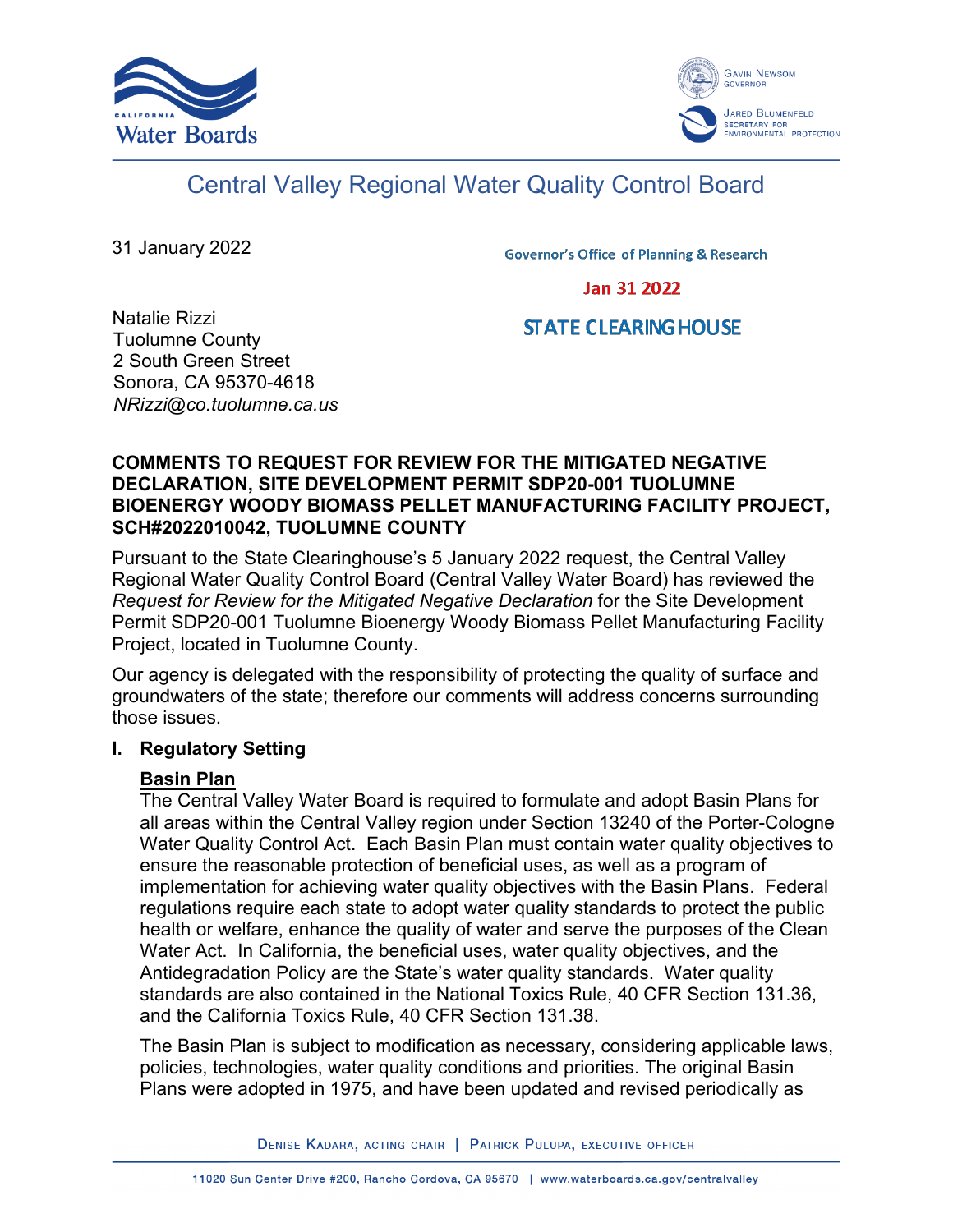Central Valley Regional Water Quality Control Board

31 January 2022

Governor's Office of Planning & Research

Jan 31 2022

STATE CLEARING HOUSE

Natalie Rizzi
Tuolumne County
2 South Green Street
Sonora, CA 95370-4618
*NRizzi@co.tuolumne.ca.us*

**COMMENTS TO REQUEST FOR REVIEW FOR THE MITIGATED NEGATIVE DECLARATION, SITE DEVELOPMENT PERMIT SDP20-001 TUOLUMNE BIOENERGY WOODY BIOMASS PELLET MANUFACTURING FACILITY PROJECT, SCH#2022010042, TUOLUMNE COUNTY**

Pursuant to the State Clearinghouse's 5 January 2022 request, the Central Valley Regional Water Quality Control Board (Central Valley Water Board) has reviewed the *Request for Review for the Mitigated Negative Declaration* for the Site Development Permit SDP20-001 Tuolumne Bioenergy Woody Biomass Pellet Manufacturing Facility Project, located in Tuolumne County.

Our agency is delegated with the responsibility of protecting the quality of surface and groundwaters of the state; therefore our comments will address concerns surrounding those issues.

## I. Regulatory Setting

### Basin Plan

The Central Valley Water Board is required to formulate and adopt Basin Plans for all areas within the Central Valley region under Section 13240 of the Porter-Cologne Water Quality Control Act. Each Basin Plan must contain water quality objectives to ensure the reasonable protection of beneficial uses, as well as a program of implementation for achieving water quality objectives with the Basin Plans. Federal regulations require each state to adopt water quality standards to protect the public health or welfare, enhance the quality of water and serve the purposes of the Clean Water Act. In California, the beneficial uses, water quality objectives, and the Antidegradation Policy are the State's water quality standards. Water quality standards are also contained in the National Toxics Rule, 40 CFR Section 131.36, and the California Toxics Rule, 40 CFR Section 131.38.

The Basin Plan is subject to modification as necessary, considering applicable laws, policies, technologies, water quality conditions and priorities. The original Basin Plans were adopted in 1975, and have been updated and revised periodically as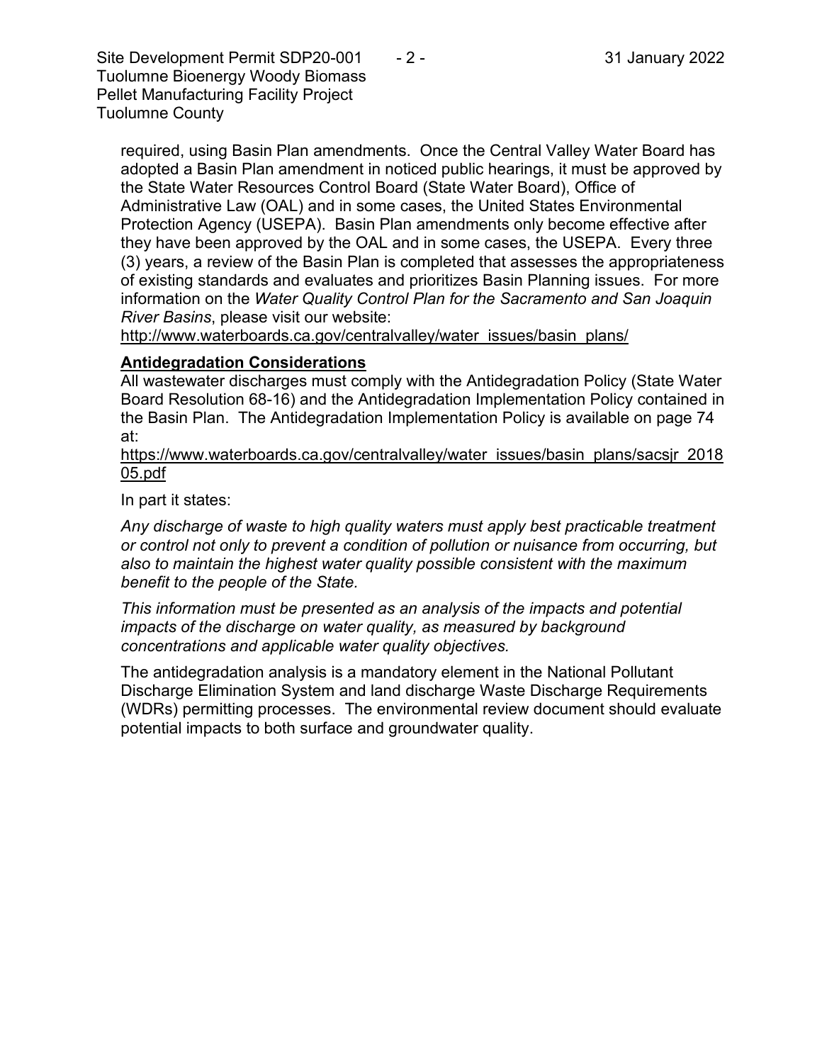required, using Basin Plan amendments. Once the Central Valley Water Board has adopted a Basin Plan amendment in noticed public hearings, it must be approved by the State Water Resources Control Board (State Water Board), Office of Administrative Law (OAL) and in some cases, the United States Environmental Protection Agency (USEPA). Basin Plan amendments only become effective after they have been approved by the OAL and in some cases, the USEPA. Every three (3) years, a review of the Basin Plan is completed that assesses the appropriateness of existing standards and evaluates and prioritizes Basin Planning issues. For more information on the *Water Quality Control Plan for the Sacramento and San Joaquin River Basins*, please visit our website: http://www.waterboards.ca.gov/centralvalley/water_issues/basin_plans/

**Antidegradation Considerations**

All wastewater discharges must comply with the Antidegradation Policy (State Water Board Resolution 68-16) and the Antidegradation Implementation Policy contained in the Basin Plan. The Antidegradation Implementation Policy is available on page 74 at:
https://www.waterboards.ca.gov/centralvalley/water_issues/basin_plans/sacsjr_201805.pdf

In part it states:

*Any discharge of waste to high quality waters must apply best practicable treatment or control not only to prevent a condition of pollution or nuisance from occurring, but also to maintain the highest water quality possible consistent with the maximum benefit to the people of the State.*

*This information must be presented as an analysis of the impacts and potential impacts of the discharge on water quality, as measured by background concentrations and applicable water quality objectives.*

The antidegradation analysis is a mandatory element in the National Pollutant Discharge Elimination System and land discharge Waste Discharge Requirements (WDRs) permitting processes. The environmental review document should evaluate potential impacts to both surface and groundwater quality.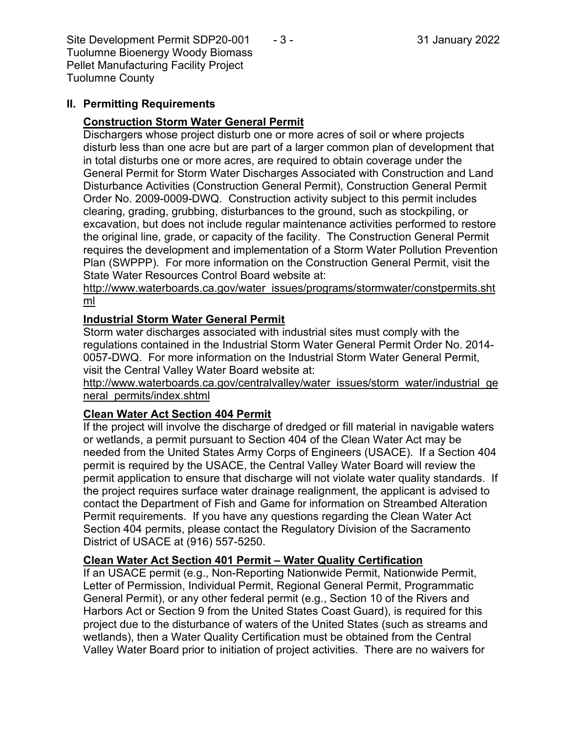## II. Permitting Requirements

### Construction Storm Water General Permit

Dischargers whose project disturb one or more acres of soil or where projects disturb less than one acre but are part of a larger common plan of development that in total disturbs one or more acres, are required to obtain coverage under the General Permit for Storm Water Discharges Associated with Construction and Land Disturbance Activities (Construction General Permit), Construction General Permit Order No. 2009-0009-DWQ. Construction activity subject to this permit includes clearing, grading, grubbing, disturbances to the ground, such as stockpiling, or excavation, but does not include regular maintenance activities performed to restore the original line, grade, or capacity of the facility. The Construction General Permit requires the development and implementation of a Storm Water Pollution Prevention Plan (SWPPP). For more information on the Construction General Permit, visit the State Water Resources Control Board website at:
http://www.waterboards.ca.gov/water_issues/programs/stormwater/constpermits.shtml

### Industrial Storm Water General Permit

Storm water discharges associated with industrial sites must comply with the regulations contained in the Industrial Storm Water General Permit Order No. 2014-0057-DWQ. For more information on the Industrial Storm Water General Permit, visit the Central Valley Water Board website at:
http://www.waterboards.ca.gov/centralvalley/water_issues/storm_water/industrial_general_permits/index.shtml

### Clean Water Act Section 404 Permit

If the project will involve the discharge of dredged or fill material in navigable waters or wetlands, a permit pursuant to Section 404 of the Clean Water Act may be needed from the United States Army Corps of Engineers (USACE). If a Section 404 permit is required by the USACE, the Central Valley Water Board will review the permit application to ensure that discharge will not violate water quality standards. If the project requires surface water drainage realignment, the applicant is advised to contact the Department of Fish and Game for information on Streambed Alteration Permit requirements. If you have any questions regarding the Clean Water Act Section 404 permits, please contact the Regulatory Division of the Sacramento District of USACE at (916) 557-5250.

### Clean Water Act Section 401 Permit – Water Quality Certification

If an USACE permit (e.g., Non-Reporting Nationwide Permit, Nationwide Permit, Letter of Permission, Individual Permit, Regional General Permit, Programmatic General Permit), or any other federal permit (e.g., Section 10 of the Rivers and Harbors Act or Section 9 from the United States Coast Guard), is required for this project due to the disturbance of waters of the United States (such as streams and wetlands), then a Water Quality Certification must be obtained from the Central Valley Water Board prior to initiation of project activities. There are no waivers for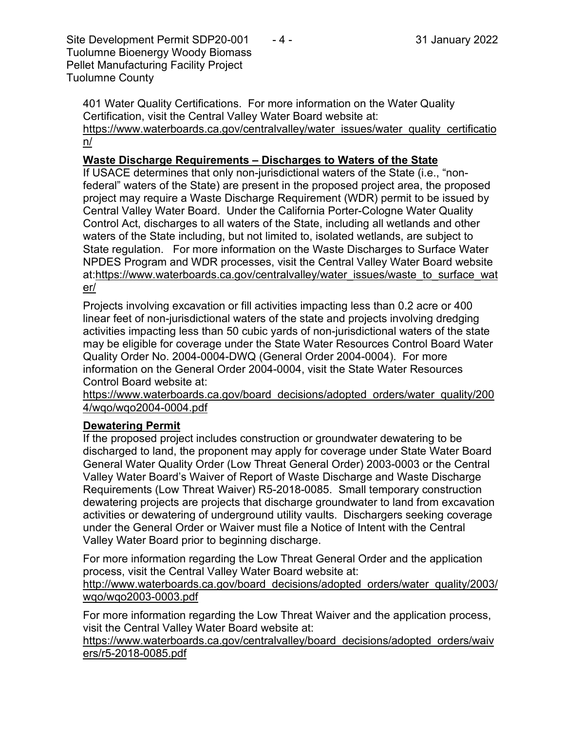401 Water Quality Certifications. For more information on the Water Quality Certification, visit the Central Valley Water Board website at: https://www.waterboards.ca.gov/centralvalley/water_issues/water_quality_certification/

**Waste Discharge Requirements – Discharges to Waters of the State**

If USACE determines that only non-jurisdictional waters of the State (i.e., "non-federal" waters of the State) are present in the proposed project area, the proposed project may require a Waste Discharge Requirement (WDR) permit to be issued by Central Valley Water Board. Under the California Porter-Cologne Water Quality Control Act, discharges to all waters of the State, including all wetlands and other waters of the State including, but not limited to, isolated wetlands, are subject to State regulation. For more information on the Waste Discharges to Surface Water NPDES Program and WDR processes, visit the Central Valley Water Board website at:https://www.waterboards.ca.gov/centralvalley/water_issues/waste_to_surface_water/

Projects involving excavation or fill activities impacting less than 0.2 acre or 400 linear feet of non-jurisdictional waters of the state and projects involving dredging activities impacting less than 50 cubic yards of non-jurisdictional waters of the state may be eligible for coverage under the State Water Resources Control Board Water Quality Order No. 2004-0004-DWQ (General Order 2004-0004). For more information on the General Order 2004-0004, visit the State Water Resources Control Board website at: https://www.waterboards.ca.gov/board_decisions/adopted_orders/water_quality/2004/wqo/wqo2004-0004.pdf

**Dewatering Permit**

If the proposed project includes construction or groundwater dewatering to be discharged to land, the proponent may apply for coverage under State Water Board General Water Quality Order (Low Threat General Order) 2003-0003 or the Central Valley Water Board's Waiver of Report of Waste Discharge and Waste Discharge Requirements (Low Threat Waiver) R5-2018-0085. Small temporary construction dewatering projects are projects that discharge groundwater to land from excavation activities or dewatering of underground utility vaults. Dischargers seeking coverage under the General Order or Waiver must file a Notice of Intent with the Central Valley Water Board prior to beginning discharge.

For more information regarding the Low Threat General Order and the application process, visit the Central Valley Water Board website at: http://www.waterboards.ca.gov/board_decisions/adopted_orders/water_quality/2003/wqo/wqo2003-0003.pdf

For more information regarding the Low Threat Waiver and the application process, visit the Central Valley Water Board website at: https://www.waterboards.ca.gov/centralvalley/board_decisions/adopted_orders/waivers/r5-2018-0085.pdf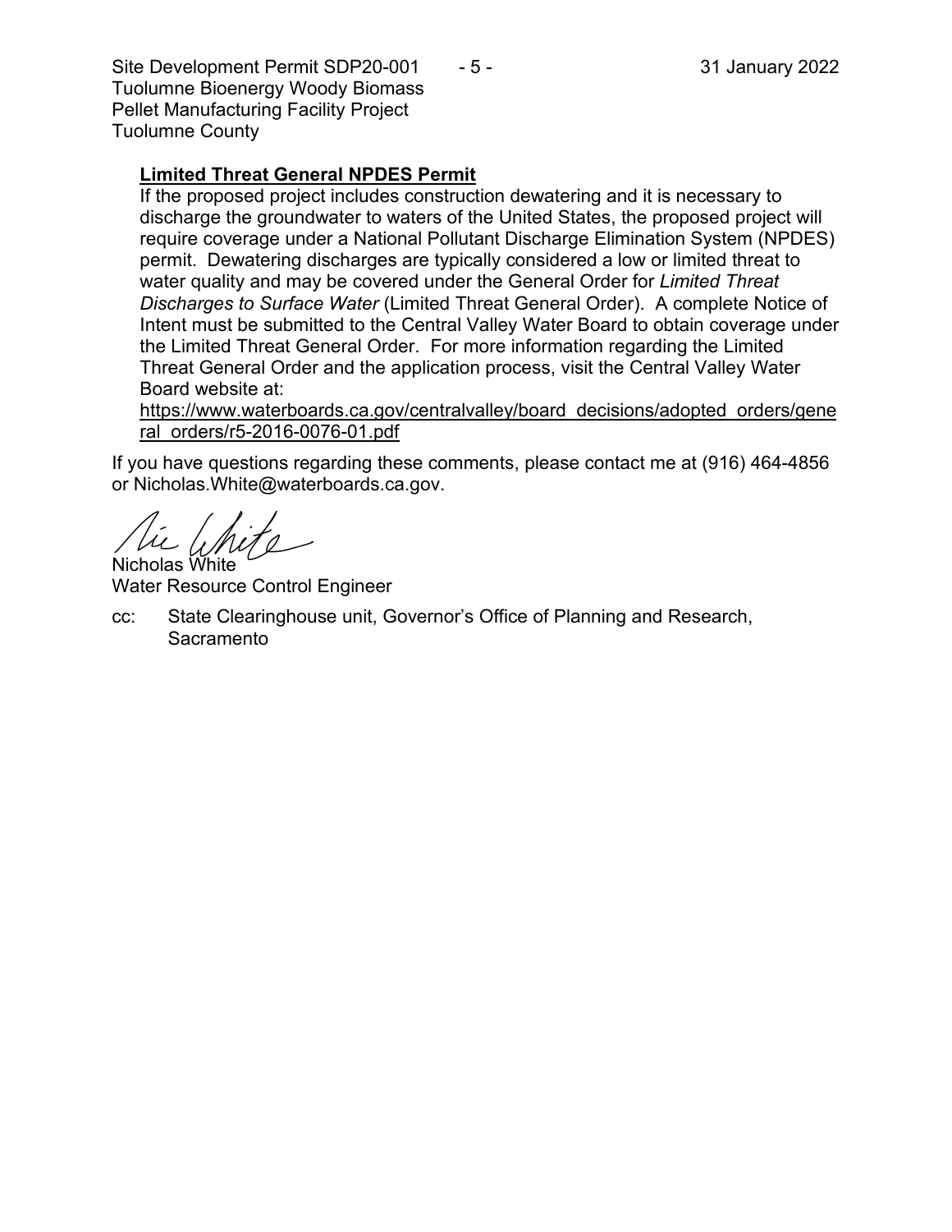**Limited Threat General NPDES Permit**

If the proposed project includes construction dewatering and it is necessary to discharge the groundwater to waters of the United States, the proposed project will require coverage under a National Pollutant Discharge Elimination System (NPDES) permit. Dewatering discharges are typically considered a low or limited threat to water quality and may be covered under the General Order for *Limited Threat Discharges to Surface Water* (Limited Threat General Order). A complete Notice of Intent must be submitted to the Central Valley Water Board to obtain coverage under the Limited Threat General Order. For more information regarding the Limited Threat General Order and the application process, visit the Central Valley Water Board website at:
https://www.waterboards.ca.gov/centralvalley/board_decisions/adopted_orders/general_orders/r5-2016-0076-01.pdf

If you have questions regarding these comments, please contact me at (916) 464-4856 or Nicholas.White@waterboards.ca.gov.

Nicholas White
Water Resource Control Engineer

cc: State Clearinghouse unit, Governor's Office of Planning and Research, Sacramento